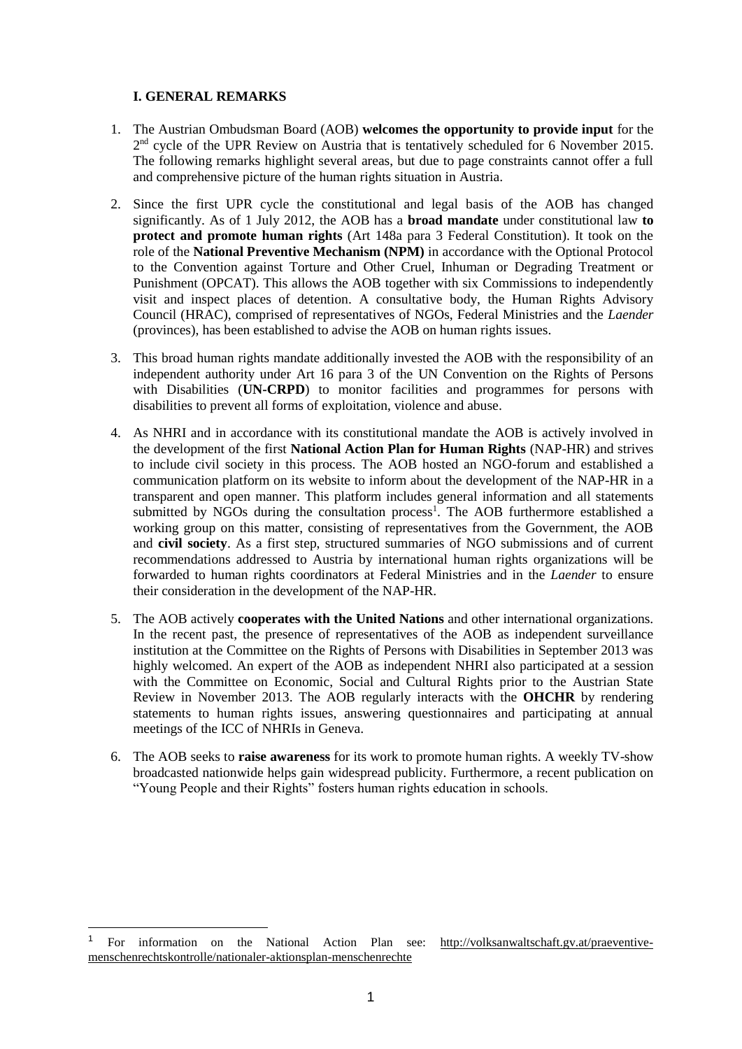## I. GENERAL REMARKS

1. The Austrian Ombudsman Board (AOB) **welcomes the opportunity to provide input** for the 2nd cycle of the UPR Review on Austria that is tentatively scheduled for 6 November 2015. The following remarks highlight several areas, but due to page constraints cannot offer a full and comprehensive picture of the human rights situation in Austria.

2. Since the first UPR cycle the constitutional and legal basis of the AOB has changed significantly. As of 1 July 2012, the AOB has a **broad mandate** under constitutional law **to protect and promote human rights** (Art 148a para 3 Federal Constitution). It took on the role of the **National Preventive Mechanism (NPM)** in accordance with the Optional Protocol to the Convention against Torture and Other Cruel, Inhuman or Degrading Treatment or Punishment (OPCAT). This allows the AOB together with six Commissions to independently visit and inspect places of detention. A consultative body, the Human Rights Advisory Council (HRAC), comprised of representatives of NGOs, Federal Ministries and the *Laender* (provinces), has been established to advise the AOB on human rights issues.

3. This broad human rights mandate additionally invested the AOB with the responsibility of an independent authority under Art 16 para 3 of the UN Convention on the Rights of Persons with Disabilities (**UN-CRPD**) to monitor facilities and programmes for persons with disabilities to prevent all forms of exploitation, violence and abuse.

4. As NHRI and in accordance with its constitutional mandate the AOB is actively involved in the development of the first **National Action Plan for Human Rights** (NAP-HR) and strives to include civil society in this process. The AOB hosted an NGO-forum and established a communication platform on its website to inform about the development of the NAP-HR in a transparent and open manner. This platform includes general information and all statements submitted by NGOs during the consultation process[1]. The AOB furthermore established a working group on this matter, consisting of representatives from the Government, the AOB and **civil society**. As a first step, structured summaries of NGO submissions and of current recommendations addressed to Austria by international human rights organizations will be forwarded to human rights coordinators at Federal Ministries and in the *Laender* to ensure their consideration in the development of the NAP-HR.

5. The AOB actively **cooperates with the United Nations** and other international organizations. In the recent past, the presence of representatives of the AOB as independent surveillance institution at the Committee on the Rights of Persons with Disabilities in September 2013 was highly welcomed. An expert of the AOB as independent NHRI also participated at a session with the Committee on Economic, Social and Cultural Rights prior to the Austrian State Review in November 2013. The AOB regularly interacts with the **OHCHR** by rendering statements to human rights issues, answering questionnaires and participating at annual meetings of the ICC of NHRIs in Geneva.

6. The AOB seeks to **raise awareness** for its work to promote human rights. A weekly TV-show broadcasted nationwide helps gain widespread publicity. Furthermore, a recent publication on "Young People and their Rights" fosters human rights education in schools.

---

[1] For information on the National Action Plan see: http://volksanwaltschaft.gv.at/praeventive-menschenrechtskontrolle/nationaler-aktionsplan-menschenrechte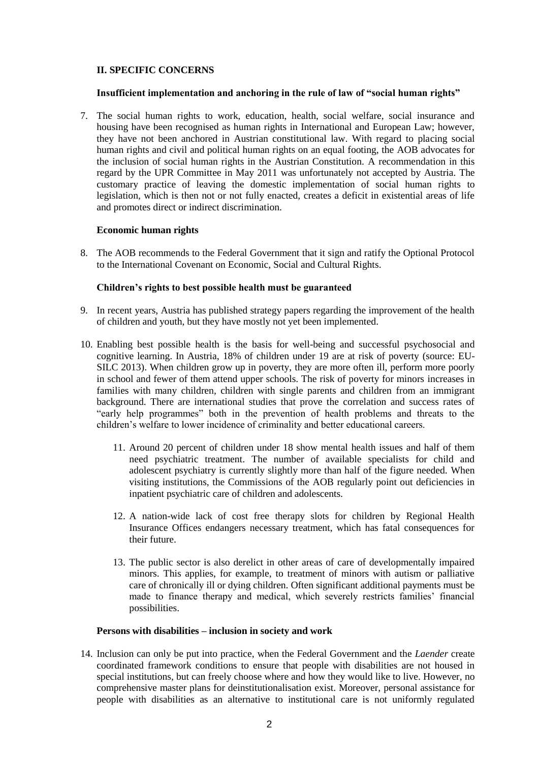## II. SPECIFIC CONCERNS

### Insufficient implementation and anchoring in the rule of law of "social human rights"

7. The social human rights to work, education, health, social welfare, social insurance and housing have been recognised as human rights in International and European Law; however, they have not been anchored in Austrian constitutional law. With regard to placing social human rights and civil and political human rights on an equal footing, the AOB advocates for the inclusion of social human rights in the Austrian Constitution. A recommendation in this regard by the UPR Committee in May 2011 was unfortunately not accepted by Austria. The customary practice of leaving the domestic implementation of social human rights to legislation, which is then not or not fully enacted, creates a deficit in existential areas of life and promotes direct or indirect discrimination.

### Economic human rights

8. The AOB recommends to the Federal Government that it sign and ratify the Optional Protocol to the International Covenant on Economic, Social and Cultural Rights.

### Children's rights to best possible health must be guaranteed

9. In recent years, Austria has published strategy papers regarding the improvement of the health of children and youth, but they have mostly not yet been implemented.

10. Enabling best possible health is the basis for well-being and successful psychosocial and cognitive learning. In Austria, 18% of children under 19 are at risk of poverty (source: EU-SILC 2013). When children grow up in poverty, they are more often ill, perform more poorly in school and fewer of them attend upper schools. The risk of poverty for minors increases in families with many children, children with single parents and children from an immigrant background. There are international studies that prove the correlation and success rates of "early help programmes" both in the prevention of health problems and threats to the children's welfare to lower incidence of criminality and better educational careers.

    11. Around 20 percent of children under 18 show mental health issues and half of them need psychiatric treatment. The number of available specialists for child and adolescent psychiatry is currently slightly more than half of the figure needed. When visiting institutions, the Commissions of the AOB regularly point out deficiencies in inpatient psychiatric care of children and adolescents.

    12. A nation-wide lack of cost free therapy slots for children by Regional Health Insurance Offices endangers necessary treatment, which has fatal consequences for their future.

    13. The public sector is also derelict in other areas of care of developmentally impaired minors. This applies, for example, to treatment of minors with autism or palliative care of chronically ill or dying children. Often significant additional payments must be made to finance therapy and medical, which severely restricts families' financial possibilities.

### Persons with disabilities – inclusion in society and work

14. Inclusion can only be put into practice, when the Federal Government and the *Laender* create coordinated framework conditions to ensure that people with disabilities are not housed in special institutions, but can freely choose where and how they would like to live. However, no comprehensive master plans for deinstitutionalisation exist. Moreover, personal assistance for people with disabilities as an alternative to institutional care is not uniformly regulated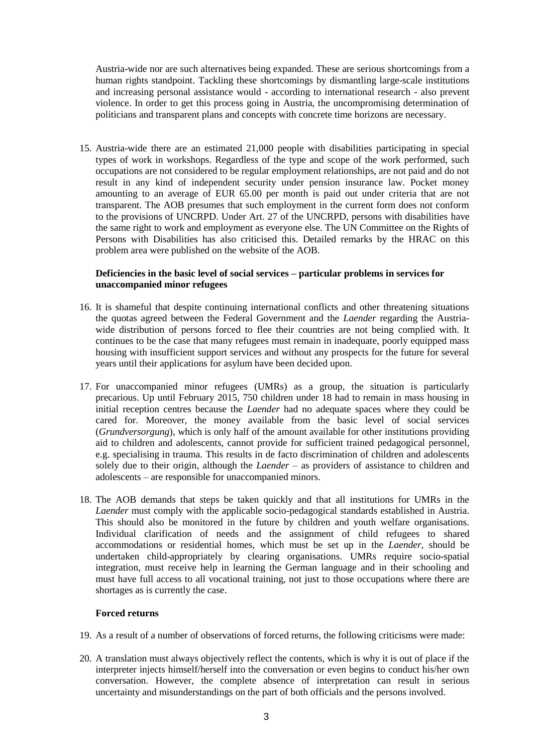Austria-wide nor are such alternatives being expanded. These are serious shortcomings from a human rights standpoint. Tackling these shortcomings by dismantling large-scale institutions and increasing personal assistance would - according to international research - also prevent violence. In order to get this process going in Austria, the uncompromising determination of politicians and transparent plans and concepts with concrete time horizons are necessary.

15. Austria-wide there are an estimated 21,000 people with disabilities participating in special types of work in workshops. Regardless of the type and scope of the work performed, such occupations are not considered to be regular employment relationships, are not paid and do not result in any kind of independent security under pension insurance law. Pocket money amounting to an average of EUR 65.00 per month is paid out under criteria that are not transparent. The AOB presumes that such employment in the current form does not conform to the provisions of UNCRPD. Under Art. 27 of the UNCRPD, persons with disabilities have the same right to work and employment as everyone else. The UN Committee on the Rights of Persons with Disabilities has also criticised this. Detailed remarks by the HRAC on this problem area were published on the website of the AOB.

**Deficiencies in the basic level of social services – particular problems in services for unaccompanied minor refugees**

16. It is shameful that despite continuing international conflicts and other threatening situations the quotas agreed between the Federal Government and the *Laender* regarding the Austria-wide distribution of persons forced to flee their countries are not being complied with. It continues to be the case that many refugees must remain in inadequate, poorly equipped mass housing with insufficient support services and without any prospects for the future for several years until their applications for asylum have been decided upon.

17. For unaccompanied minor refugees (UMRs) as a group, the situation is particularly precarious. Up until February 2015, 750 children under 18 had to remain in mass housing in initial reception centres because the *Laender* had no adequate spaces where they could be cared for. Moreover, the money available from the basic level of social services (*Grundversorgung*), which is only half of the amount available for other institutions providing aid to children and adolescents, cannot provide for sufficient trained pedagogical personnel, e.g. specialising in trauma. This results in de facto discrimination of children and adolescents solely due to their origin, although the *Laender* – as providers of assistance to children and adolescents – are responsible for unaccompanied minors.

18. The AOB demands that steps be taken quickly and that all institutions for UMRs in the *Laender* must comply with the applicable socio-pedagogical standards established in Austria. This should also be monitored in the future by children and youth welfare organisations. Individual clarification of needs and the assignment of child refugees to shared accommodations or residential homes, which must be set up in the *Laender*, should be undertaken child-appropriately by clearing organisations. UMRs require socio-spatial integration, must receive help in learning the German language and in their schooling and must have full access to all vocational training, not just to those occupations where there are shortages as is currently the case.

**Forced returns**

19. As a result of a number of observations of forced returns, the following criticisms were made:

20. A translation must always objectively reflect the contents, which is why it is out of place if the interpreter injects himself/herself into the conversation or even begins to conduct his/her own conversation. However, the complete absence of interpretation can result in serious uncertainty and misunderstandings on the part of both officials and the persons involved.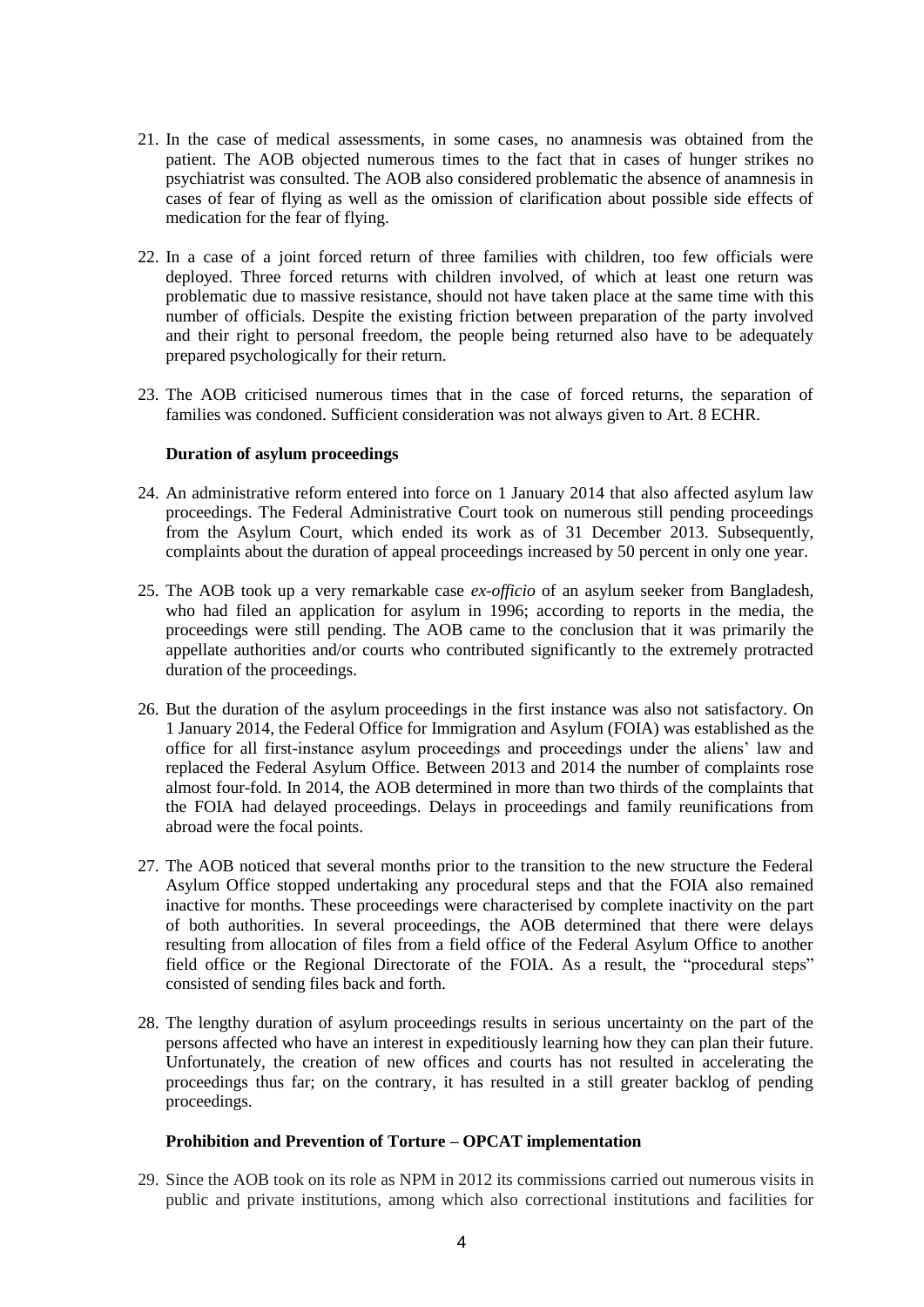21. In the case of medical assessments, in some cases, no anamnesis was obtained from the patient. The AOB objected numerous times to the fact that in cases of hunger strikes no psychiatrist was consulted. The AOB also considered problematic the absence of anamnesis in cases of fear of flying as well as the omission of clarification about possible side effects of medication for the fear of flying.

22. In a case of a joint forced return of three families with children, too few officials were deployed. Three forced returns with children involved, of which at least one return was problematic due to massive resistance, should not have taken place at the same time with this number of officials. Despite the existing friction between preparation of the party involved and their right to personal freedom, the people being returned also have to be adequately prepared psychologically for their return.

23. The AOB criticised numerous times that in the case of forced returns, the separation of families was condoned. Sufficient consideration was not always given to Art. 8 ECHR.

**Duration of asylum proceedings**

24. An administrative reform entered into force on 1 January 2014 that also affected asylum law proceedings. The Federal Administrative Court took on numerous still pending proceedings from the Asylum Court, which ended its work as of 31 December 2013. Subsequently, complaints about the duration of appeal proceedings increased by 50 percent in only one year.

25. The AOB took up a very remarkable case *ex-officio* of an asylum seeker from Bangladesh, who had filed an application for asylum in 1996; according to reports in the media, the proceedings were still pending. The AOB came to the conclusion that it was primarily the appellate authorities and/or courts who contributed significantly to the extremely protracted duration of the proceedings.

26. But the duration of the asylum proceedings in the first instance was also not satisfactory. On 1 January 2014, the Federal Office for Immigration and Asylum (FOIA) was established as the office for all first-instance asylum proceedings and proceedings under the aliens' law and replaced the Federal Asylum Office. Between 2013 and 2014 the number of complaints rose almost four-fold. In 2014, the AOB determined in more than two thirds of the complaints that the FOIA had delayed proceedings. Delays in proceedings and family reunifications from abroad were the focal points.

27. The AOB noticed that several months prior to the transition to the new structure the Federal Asylum Office stopped undertaking any procedural steps and that the FOIA also remained inactive for months. These proceedings were characterised by complete inactivity on the part of both authorities. In several proceedings, the AOB determined that there were delays resulting from allocation of files from a field office of the Federal Asylum Office to another field office or the Regional Directorate of the FOIA. As a result, the "procedural steps" consisted of sending files back and forth.

28. The lengthy duration of asylum proceedings results in serious uncertainty on the part of the persons affected who have an interest in expeditiously learning how they can plan their future. Unfortunately, the creation of new offices and courts has not resulted in accelerating the proceedings thus far; on the contrary, it has resulted in a still greater backlog of pending proceedings.

**Prohibition and Prevention of Torture – OPCAT implementation**

29. Since the AOB took on its role as NPM in 2012 its commissions carried out numerous visits in public and private institutions, among which also correctional institutions and facilities for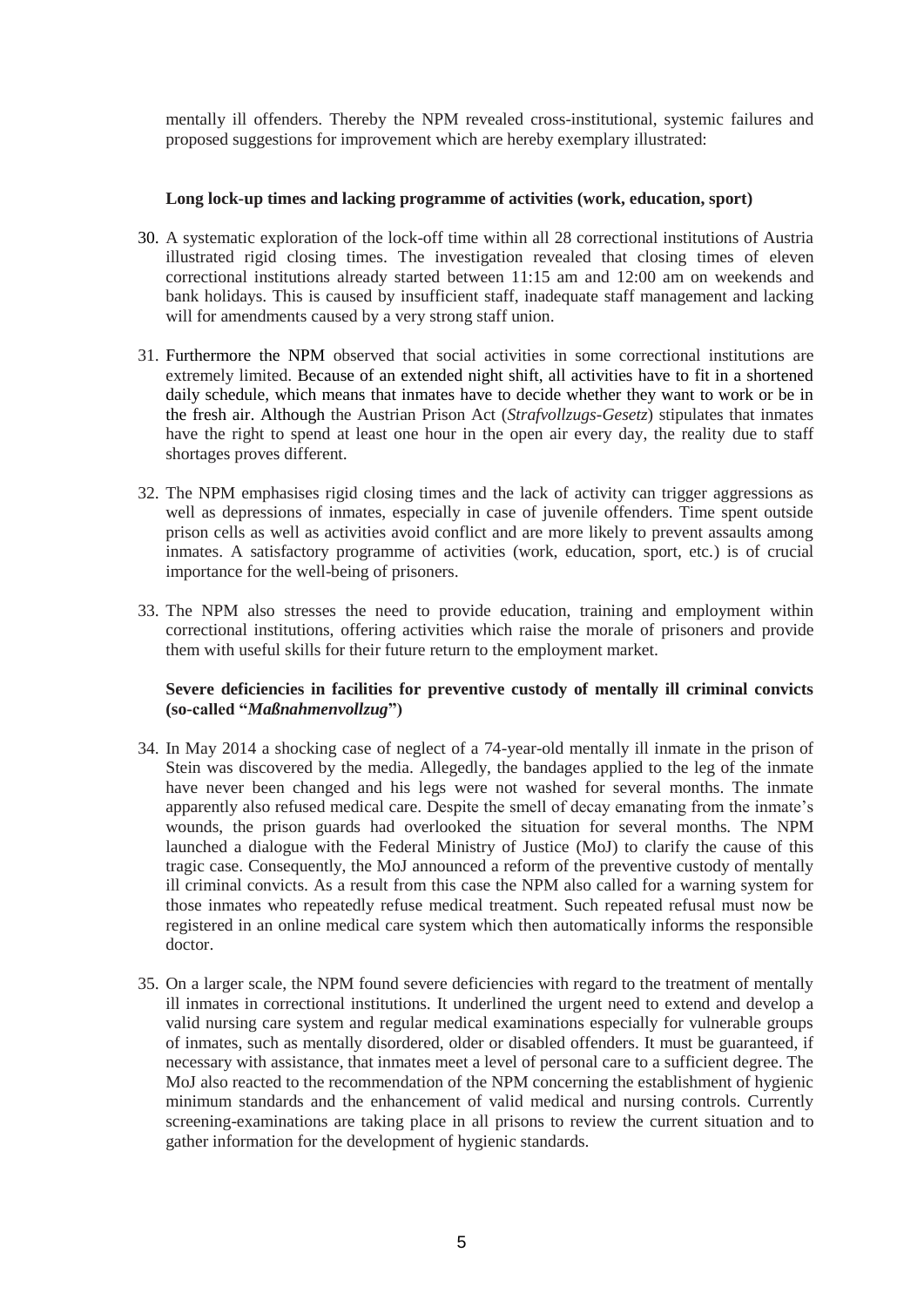mentally ill offenders. Thereby the NPM revealed cross-institutional, systemic failures and proposed suggestions for improvement which are hereby exemplary illustrated:

**Long lock-up times and lacking programme of activities (work, education, sport)**

30. A systematic exploration of the lock-off time within all 28 correctional institutions of Austria illustrated rigid closing times. The investigation revealed that closing times of eleven correctional institutions already started between 11:15 am and 12:00 am on weekends and bank holidays. This is caused by insufficient staff, inadequate staff management and lacking will for amendments caused by a very strong staff union.

31. Furthermore the NPM observed that social activities in some correctional institutions are extremely limited. Because of an extended night shift, all activities have to fit in a shortened daily schedule, which means that inmates have to decide whether they want to work or be in the fresh air. Although the Austrian Prison Act (*Strafvollzugs-Gesetz*) stipulates that inmates have the right to spend at least one hour in the open air every day, the reality due to staff shortages proves different.

32. The NPM emphasises rigid closing times and the lack of activity can trigger aggressions as well as depressions of inmates, especially in case of juvenile offenders. Time spent outside prison cells as well as activities avoid conflict and are more likely to prevent assaults among inmates. A satisfactory programme of activities (work, education, sport, etc.) is of crucial importance for the well-being of prisoners.

33. The NPM also stresses the need to provide education, training and employment within correctional institutions, offering activities which raise the morale of prisoners and provide them with useful skills for their future return to the employment market.

**Severe deficiencies in facilities for preventive custody of mentally ill criminal convicts (so-called "*Maßnahmenvollzug*")**

34. In May 2014 a shocking case of neglect of a 74-year-old mentally ill inmate in the prison of Stein was discovered by the media. Allegedly, the bandages applied to the leg of the inmate have never been changed and his legs were not washed for several months. The inmate apparently also refused medical care. Despite the smell of decay emanating from the inmate's wounds, the prison guards had overlooked the situation for several months. The NPM launched a dialogue with the Federal Ministry of Justice (MoJ) to clarify the cause of this tragic case. Consequently, the MoJ announced a reform of the preventive custody of mentally ill criminal convicts. As a result from this case the NPM also called for a warning system for those inmates who repeatedly refuse medical treatment. Such repeated refusal must now be registered in an online medical care system which then automatically informs the responsible doctor.

35. On a larger scale, the NPM found severe deficiencies with regard to the treatment of mentally ill inmates in correctional institutions. It underlined the urgent need to extend and develop a valid nursing care system and regular medical examinations especially for vulnerable groups of inmates, such as mentally disordered, older or disabled offenders. It must be guaranteed, if necessary with assistance, that inmates meet a level of personal care to a sufficient degree. The MoJ also reacted to the recommendation of the NPM concerning the establishment of hygienic minimum standards and the enhancement of valid medical and nursing controls. Currently screening-examinations are taking place in all prisons to review the current situation and to gather information for the development of hygienic standards.